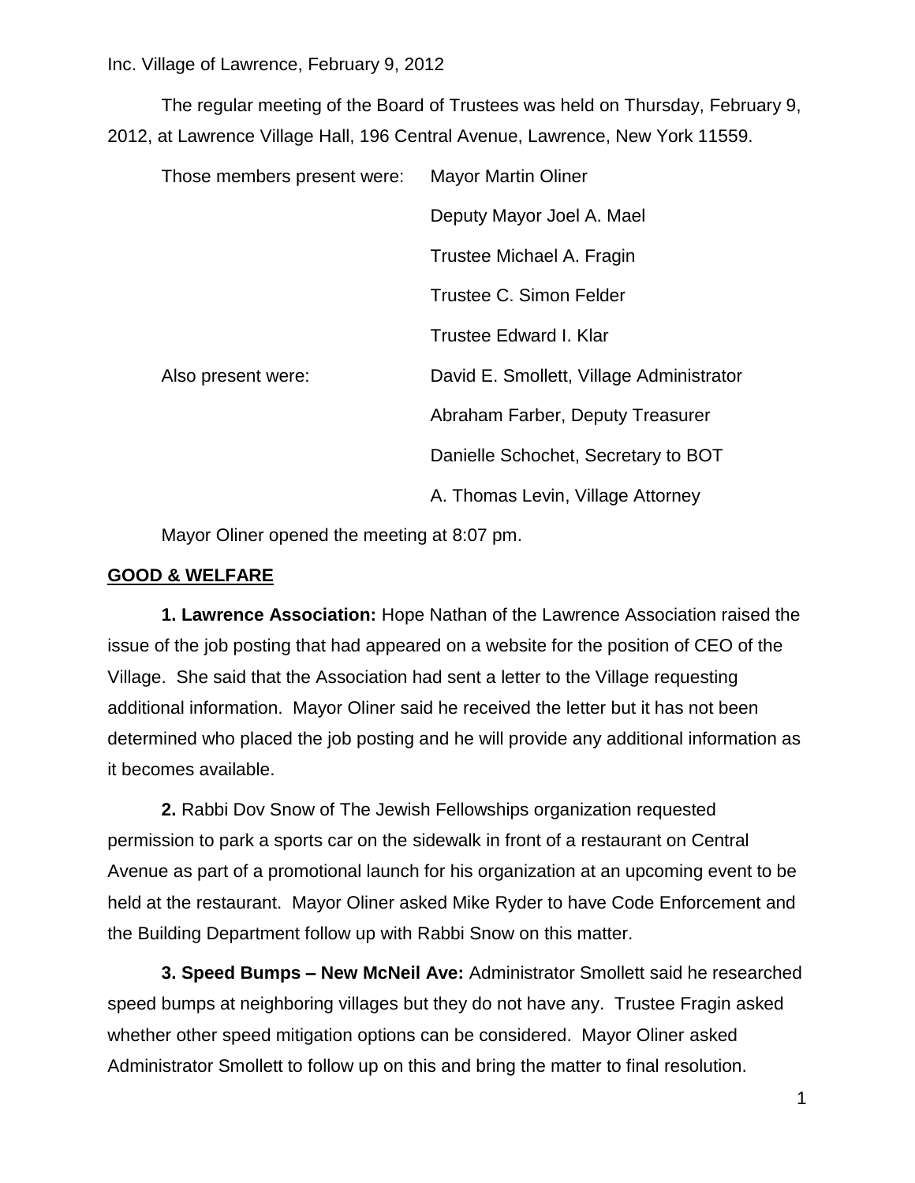Inc. Village of Lawrence, February 9, 2012

The regular meeting of the Board of Trustees was held on Thursday, February 9, 2012, at Lawrence Village Hall, 196 Central Avenue, Lawrence, New York 11559.

| | |
|---|---|
| Those members present were: | Mayor Martin Oliner |
| | Deputy Mayor Joel A. Mael |
| | Trustee Michael A. Fragin |
| | Trustee C. Simon Felder |
| | Trustee Edward I. Klar |
| Also present were: | David E. Smollett, Village Administrator |
| | Abraham Farber, Deputy Treasurer |
| | Danielle Schochet, Secretary to BOT |
| | A. Thomas Levin, Village Attorney |

Mayor Oliner opened the meeting at 8:07 pm.

**GOOD & WELFARE**

**1. Lawrence Association:** Hope Nathan of the Lawrence Association raised the issue of the job posting that had appeared on a website for the position of CEO of the Village. She said that the Association had sent a letter to the Village requesting additional information. Mayor Oliner said he received the letter but it has not been determined who placed the job posting and he will provide any additional information as it becomes available.

**2.** Rabbi Dov Snow of The Jewish Fellowships organization requested permission to park a sports car on the sidewalk in front of a restaurant on Central Avenue as part of a promotional launch for his organization at an upcoming event to be held at the restaurant. Mayor Oliner asked Mike Ryder to have Code Enforcement and the Building Department follow up with Rabbi Snow on this matter.

**3. Speed Bumps – New McNeil Ave:** Administrator Smollett said he researched speed bumps at neighboring villages but they do not have any. Trustee Fragin asked whether other speed mitigation options can be considered. Mayor Oliner asked Administrator Smollett to follow up on this and bring the matter to final resolution.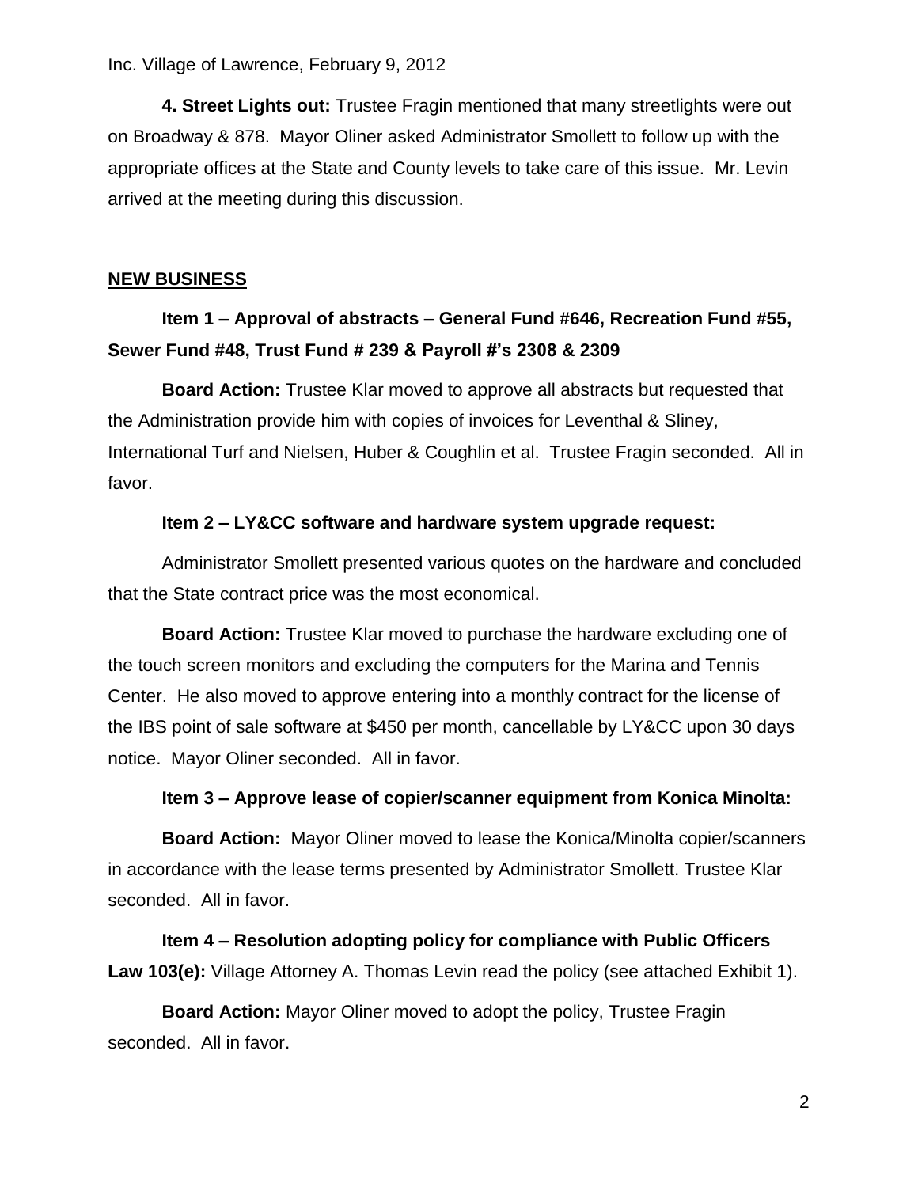**4. Street Lights out:** Trustee Fragin mentioned that many streetlights were out on Broadway & 878. Mayor Oliner asked Administrator Smollett to follow up with the appropriate offices at the State and County levels to take care of this issue. Mr. Levin arrived at the meeting during this discussion.

## NEW BUSINESS

**Item 1 – Approval of abstracts – General Fund #646, Recreation Fund #55, Sewer Fund #48, Trust Fund # 239 & Payroll #'s 2308 & 2309**

**Board Action:** Trustee Klar moved to approve all abstracts but requested that the Administration provide him with copies of invoices for Leventhal & Sliney, International Turf and Nielsen, Huber & Coughlin et al. Trustee Fragin seconded. All in favor.

**Item 2 – LY&CC software and hardware system upgrade request:**

Administrator Smollett presented various quotes on the hardware and concluded that the State contract price was the most economical.

**Board Action:** Trustee Klar moved to purchase the hardware excluding one of the touch screen monitors and excluding the computers for the Marina and Tennis Center. He also moved to approve entering into a monthly contract for the license of the IBS point of sale software at $450 per month, cancellable by LY&CC upon 30 days notice. Mayor Oliner seconded. All in favor.

**Item 3 – Approve lease of copier/scanner equipment from Konica Minolta:**

**Board Action:** Mayor Oliner moved to lease the Konica/Minolta copier/scanners in accordance with the lease terms presented by Administrator Smollett. Trustee Klar seconded. All in favor.

**Item 4 – Resolution adopting policy for compliance with Public Officers Law 103(e):** Village Attorney A. Thomas Levin read the policy (see attached Exhibit 1).

**Board Action:** Mayor Oliner moved to adopt the policy, Trustee Fragin seconded. All in favor.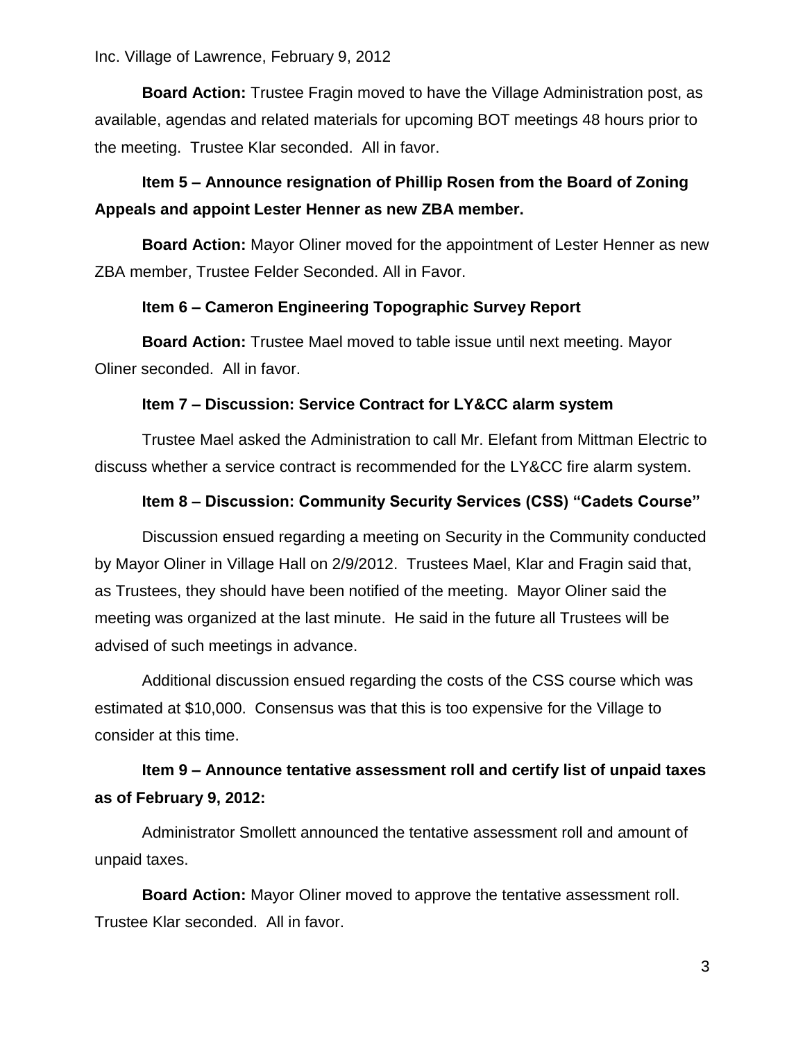**Board Action:** Trustee Fragin moved to have the Village Administration post, as available, agendas and related materials for upcoming BOT meetings 48 hours prior to the meeting. Trustee Klar seconded. All in favor.

**Item 5 – Announce resignation of Phillip Rosen from the Board of Zoning Appeals and appoint Lester Henner as new ZBA member.**

**Board Action:** Mayor Oliner moved for the appointment of Lester Henner as new ZBA member, Trustee Felder Seconded. All in Favor.

**Item 6 – Cameron Engineering Topographic Survey Report**

**Board Action:** Trustee Mael moved to table issue until next meeting. Mayor Oliner seconded. All in favor.

**Item 7 – Discussion: Service Contract for LY&CC alarm system**

Trustee Mael asked the Administration to call Mr. Elefant from Mittman Electric to discuss whether a service contract is recommended for the LY&CC fire alarm system.

**Item 8 – Discussion: Community Security Services (CSS) "Cadets Course"**

Discussion ensued regarding a meeting on Security in the Community conducted by Mayor Oliner in Village Hall on 2/9/2012. Trustees Mael, Klar and Fragin said that, as Trustees, they should have been notified of the meeting. Mayor Oliner said the meeting was organized at the last minute. He said in the future all Trustees will be advised of such meetings in advance.

Additional discussion ensued regarding the costs of the CSS course which was estimated at $10,000. Consensus was that this is too expensive for the Village to consider at this time.

**Item 9 – Announce tentative assessment roll and certify list of unpaid taxes as of February 9, 2012:**

Administrator Smollett announced the tentative assessment roll and amount of unpaid taxes.

**Board Action:** Mayor Oliner moved to approve the tentative assessment roll. Trustee Klar seconded. All in favor.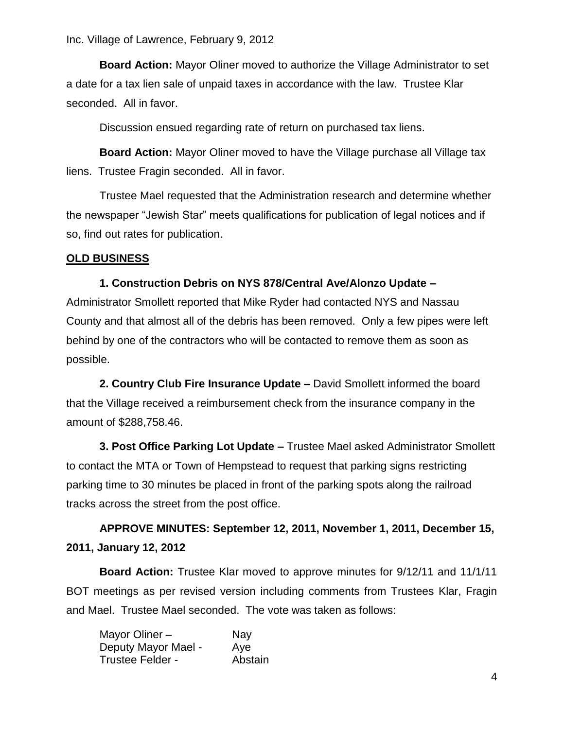**Board Action:** Mayor Oliner moved to authorize the Village Administrator to set a date for a tax lien sale of unpaid taxes in accordance with the law. Trustee Klar seconded. All in favor.

Discussion ensued regarding rate of return on purchased tax liens.

**Board Action:** Mayor Oliner moved to have the Village purchase all Village tax liens. Trustee Fragin seconded. All in favor.

Trustee Mael requested that the Administration research and determine whether the newspaper "Jewish Star" meets qualifications for publication of legal notices and if so, find out rates for publication.

## OLD BUSINESS

**1. Construction Debris on NYS 878/Central Ave/Alonzo Update –** Administrator Smollett reported that Mike Ryder had contacted NYS and Nassau County and that almost all of the debris has been removed. Only a few pipes were left behind by one of the contractors who will be contacted to remove them as soon as possible.

**2. Country Club Fire Insurance Update –** David Smollett informed the board that the Village received a reimbursement check from the insurance company in the amount of $288,758.46.

**3. Post Office Parking Lot Update –** Trustee Mael asked Administrator Smollett to contact the MTA or Town of Hempstead to request that parking signs restricting parking time to 30 minutes be placed in front of the parking spots along the railroad tracks across the street from the post office.

**APPROVE MINUTES: September 12, 2011, November 1, 2011, December 15, 2011, January 12, 2012**

**Board Action:** Trustee Klar moved to approve minutes for 9/12/11 and 11/1/11 BOT meetings as per revised version including comments from Trustees Klar, Fragin and Mael. Trustee Mael seconded. The vote was taken as follows:

Mayor Oliner – Nay
Deputy Mayor Mael - Aye
Trustee Felder - Abstain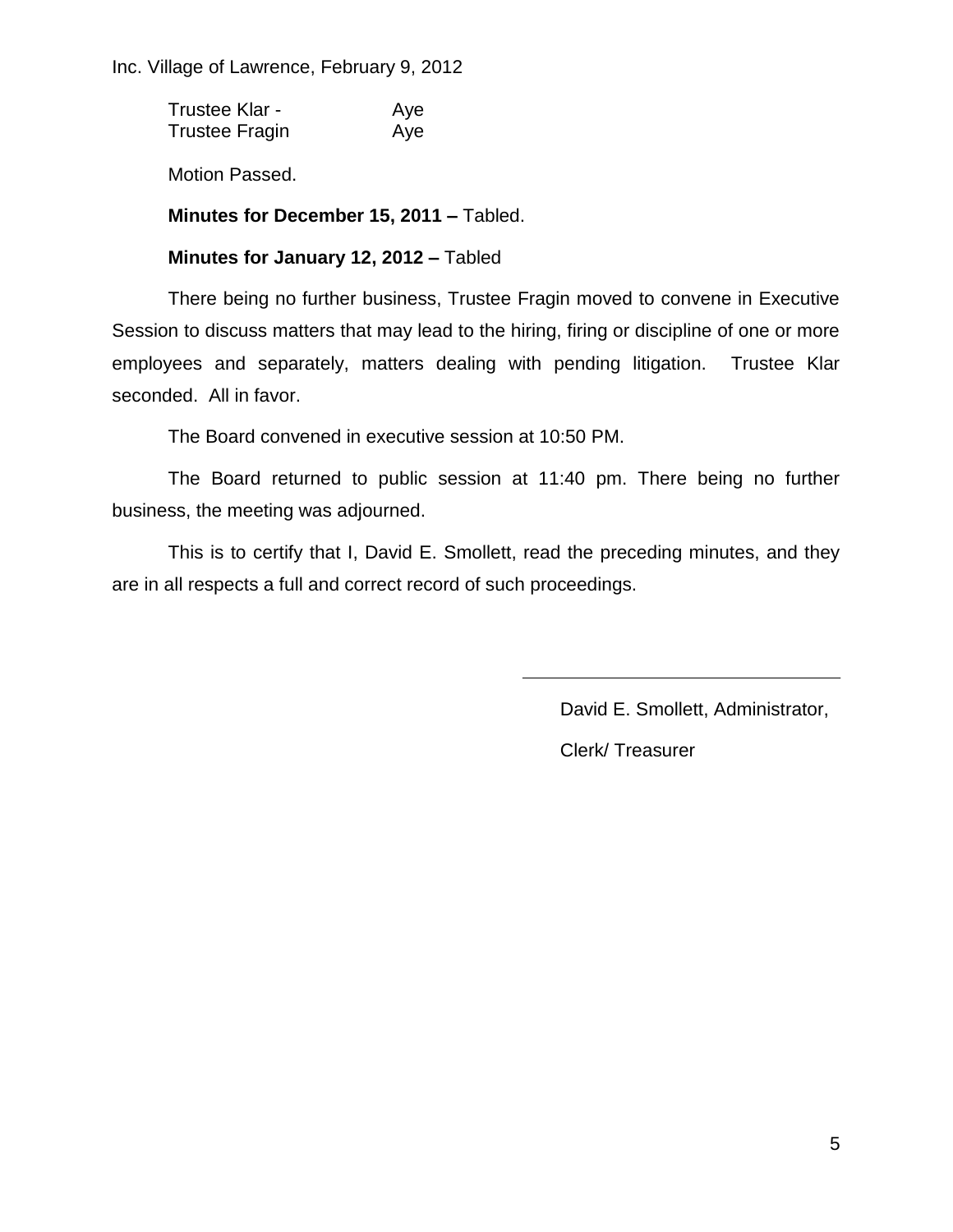| | |
|---|---|
| Trustee Klar - | Aye |
| Trustee Fragin | Aye |

Motion Passed.

**Minutes for December 15, 2011 –** Tabled.

**Minutes for January 12, 2012 –** Tabled

There being no further business, Trustee Fragin moved to convene in Executive Session to discuss matters that may lead to the hiring, firing or discipline of one or more employees and separately, matters dealing with pending litigation. Trustee Klar seconded. All in favor.

The Board convened in executive session at 10:50 PM.

The Board returned to public session at 11:40 pm. There being no further business, the meeting was adjourned.

This is to certify that I, David E. Smollett, read the preceding minutes, and they are in all respects a full and correct record of such proceedings.

\_\_\_\_\_\_\_\_\_\_\_\_\_\_\_\_\_\_\_\_\_\_\_\_\_\_\_\_\_\_\_\_

David E. Smollett, Administrator,

Clerk/ Treasurer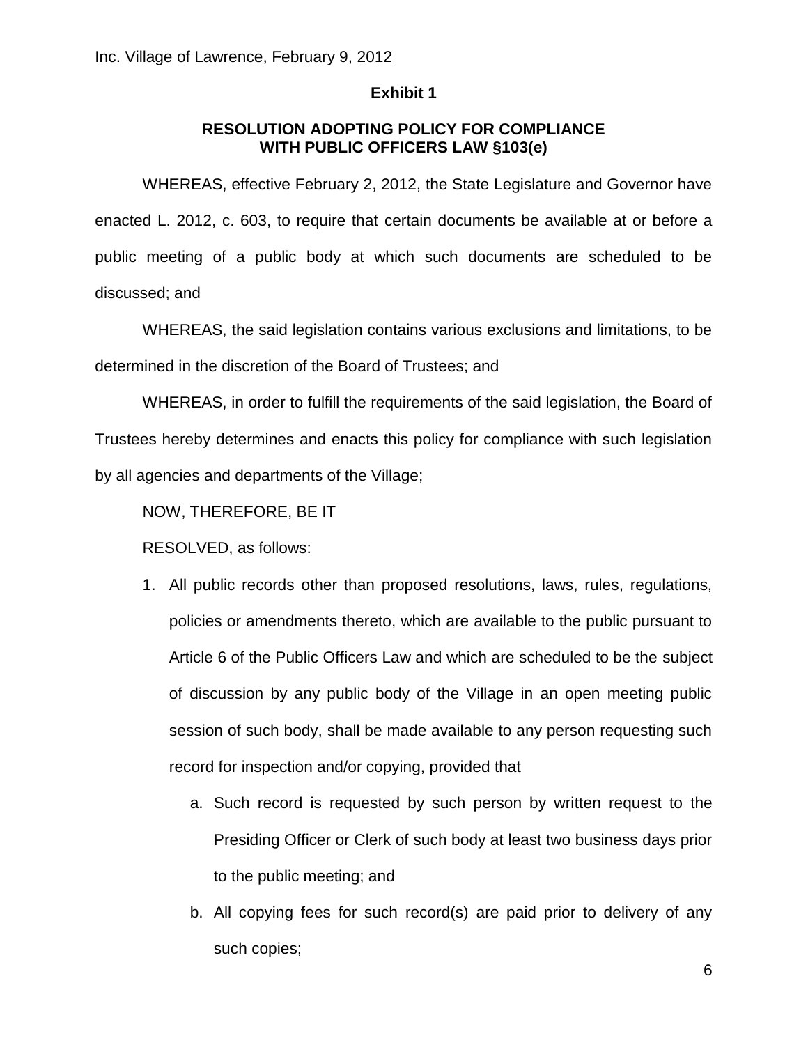## Exhibit 1

### RESOLUTION ADOPTING POLICY FOR COMPLIANCE WITH PUBLIC OFFICERS LAW §103(e)

WHEREAS, effective February 2, 2012, the State Legislature and Governor have enacted L. 2012, c. 603, to require that certain documents be available at or before a public meeting of a public body at which such documents are scheduled to be discussed; and

WHEREAS, the said legislation contains various exclusions and limitations, to be determined in the discretion of the Board of Trustees; and

WHEREAS, in order to fulfill the requirements of the said legislation, the Board of Trustees hereby determines and enacts this policy for compliance with such legislation by all agencies and departments of the Village;

NOW, THEREFORE, BE IT

RESOLVED, as follows:

1. All public records other than proposed resolutions, laws, rules, regulations, policies or amendments thereto, which are available to the public pursuant to Article 6 of the Public Officers Law and which are scheduled to be the subject of discussion by any public body of the Village in an open meeting public session of such body, shall be made available to any person requesting such record for inspection and/or copying, provided that
   a. Such record is requested by such person by written request to the Presiding Officer or Clerk of such body at least two business days prior to the public meeting; and
   b. All copying fees for such record(s) are paid prior to delivery of any such copies;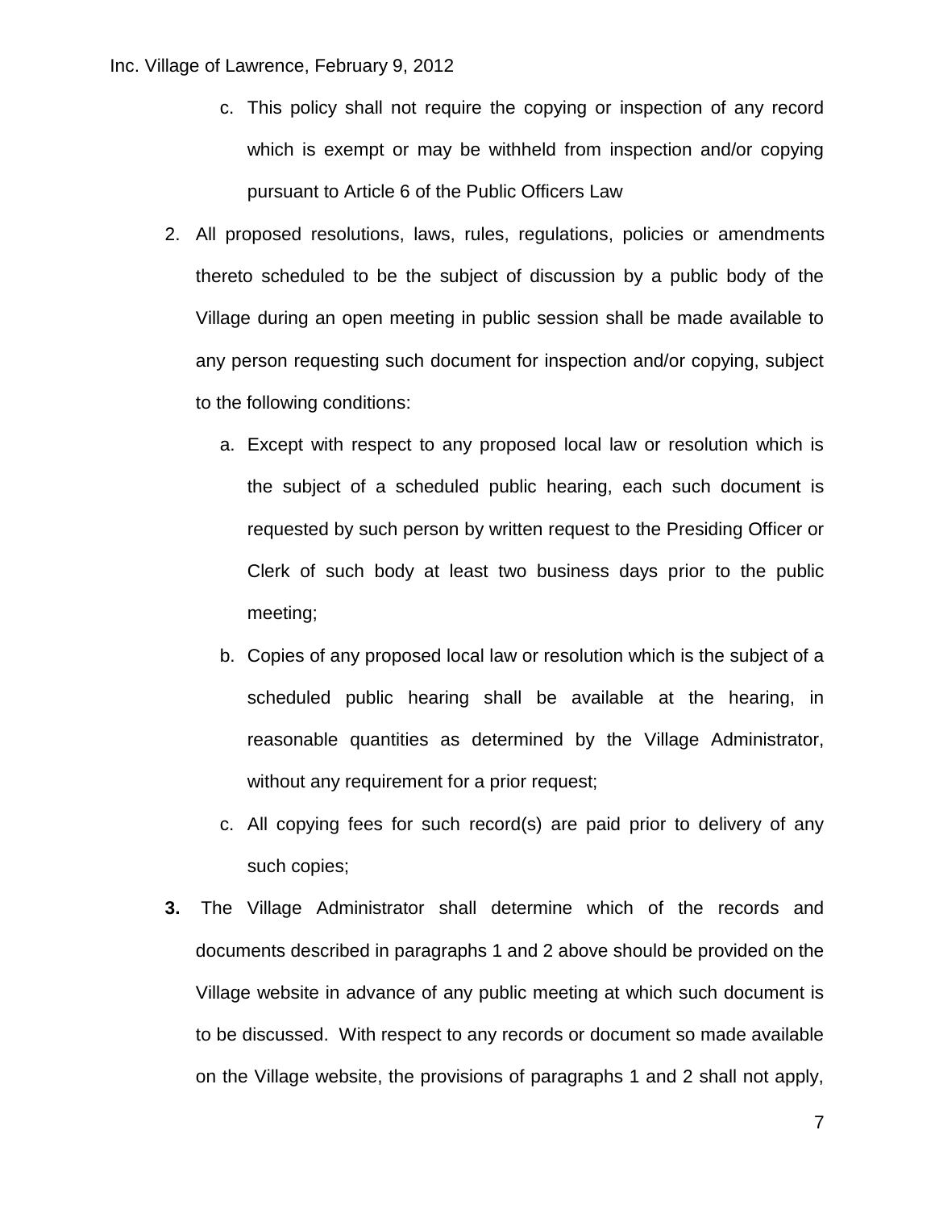c. This policy shall not require the copying or inspection of any record which is exempt or may be withheld from inspection and/or copying pursuant to Article 6 of the Public Officers Law

2. All proposed resolutions, laws, rules, regulations, policies or amendments thereto scheduled to be the subject of discussion by a public body of the Village during an open meeting in public session shall be made available to any person requesting such document for inspection and/or copying, subject to the following conditions:

   a. Except with respect to any proposed local law or resolution which is the subject of a scheduled public hearing, each such document is requested by such person by written request to the Presiding Officer or Clerk of such body at least two business days prior to the public meeting;

   b. Copies of any proposed local law or resolution which is the subject of a scheduled public hearing shall be available at the hearing, in reasonable quantities as determined by the Village Administrator, without any requirement for a prior request;

   c. All copying fees for such record(s) are paid prior to delivery of any such copies;

**3.** The Village Administrator shall determine which of the records and documents described in paragraphs 1 and 2 above should be provided on the Village website in advance of any public meeting at which such document is to be discussed. With respect to any records or document so made available on the Village website, the provisions of paragraphs 1 and 2 shall not apply,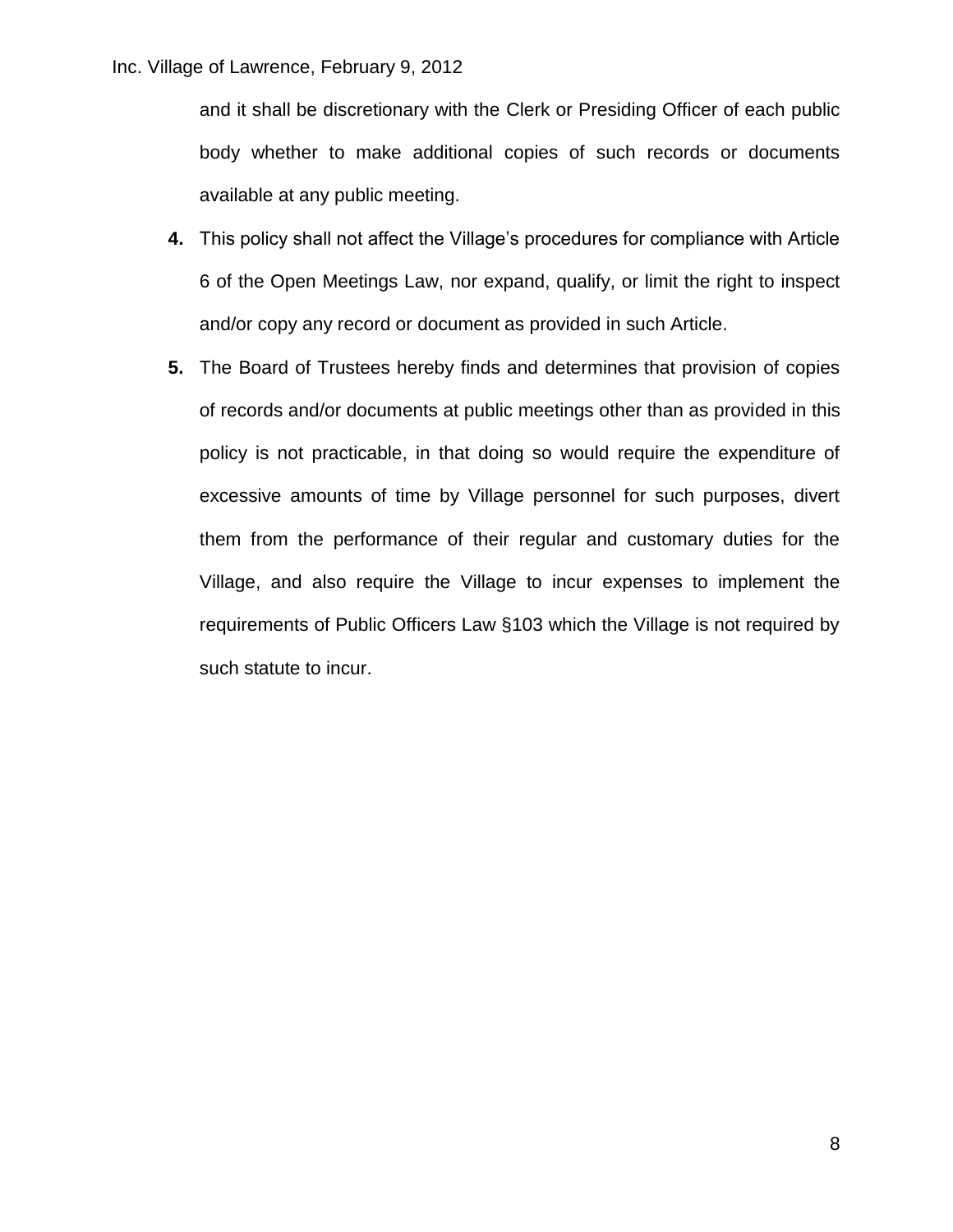and it shall be discretionary with the Clerk or Presiding Officer of each public body whether to make additional copies of such records or documents available at any public meeting.

**4.** This policy shall not affect the Village's procedures for compliance with Article 6 of the Open Meetings Law, nor expand, qualify, or limit the right to inspect and/or copy any record or document as provided in such Article.

**5.** The Board of Trustees hereby finds and determines that provision of copies of records and/or documents at public meetings other than as provided in this policy is not practicable, in that doing so would require the expenditure of excessive amounts of time by Village personnel for such purposes, divert them from the performance of their regular and customary duties for the Village, and also require the Village to incur expenses to implement the requirements of Public Officers Law §103 which the Village is not required by such statute to incur.